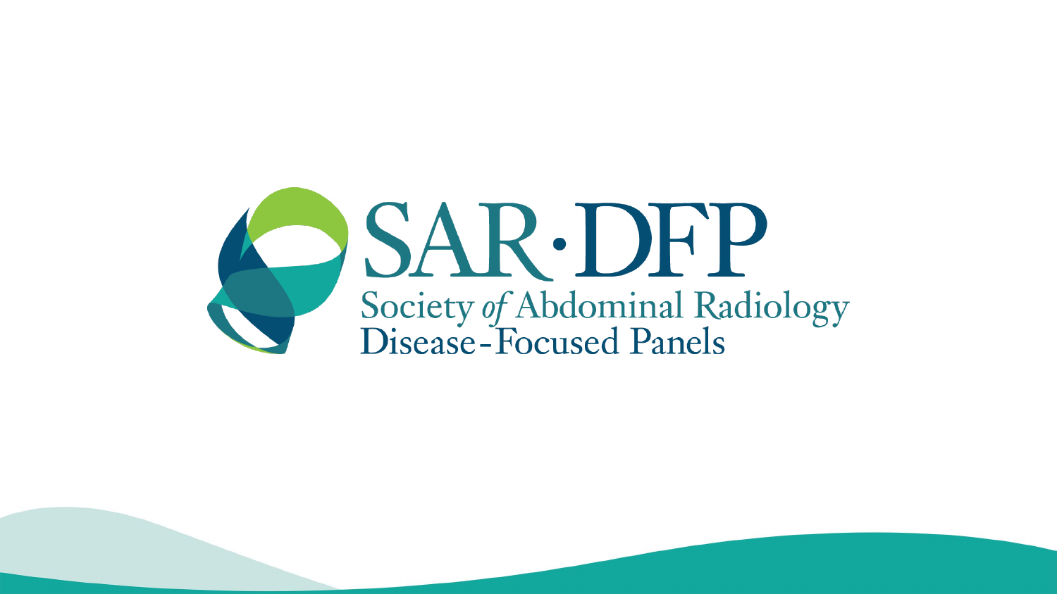# SAR·DFP

Society *of* Abdominal Radiology

Disease-Focused Panels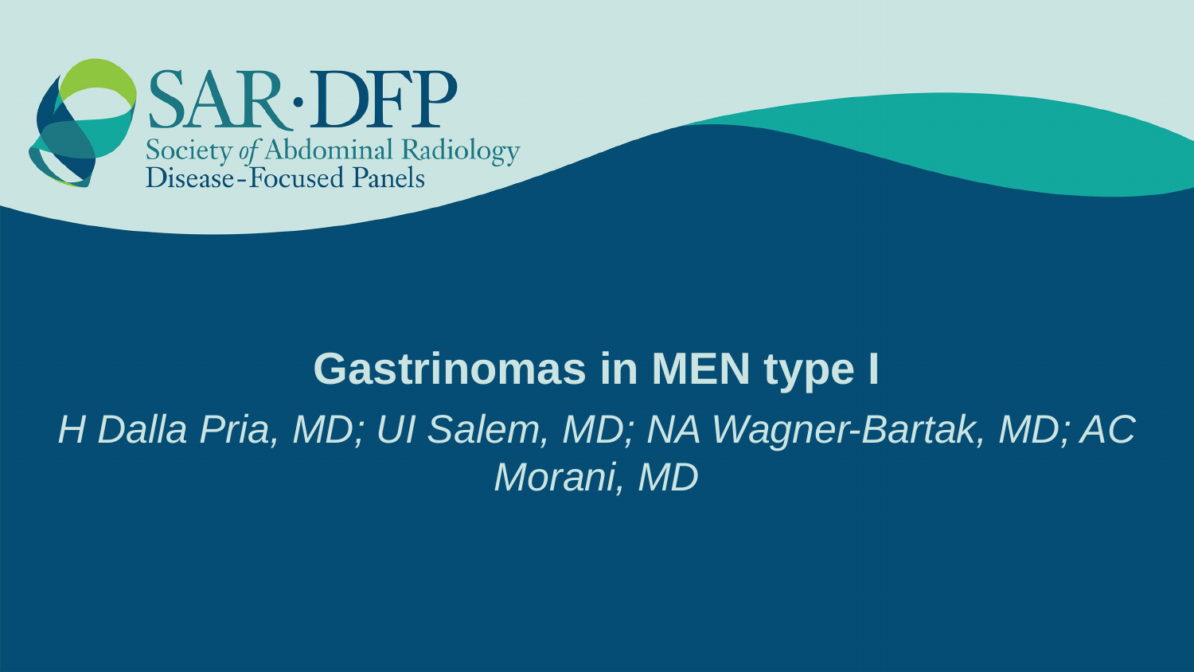SAR·DFP

Society *of* Abdominal Radiology
Disease-Focused Panels

# Gastrinomas in MEN type I

*H Dalla Pria, MD; UI Salem, MD; NA Wagner-Bartak, MD; AC Morani, MD*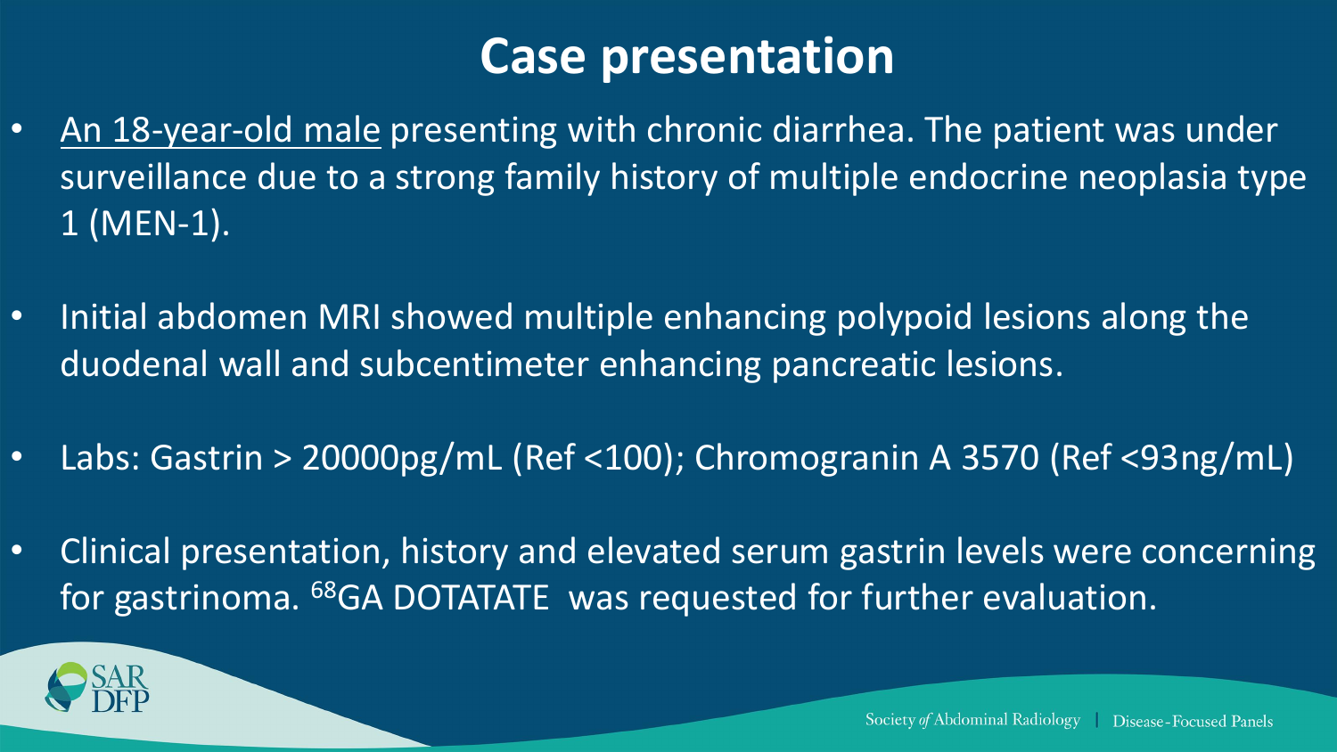# Case presentation

- An 18-year-old male presenting with chronic diarrhea. The patient was under surveillance due to a strong family history of multiple endocrine neoplasia type 1 (MEN-1).
- Initial abdomen MRI showed multiple enhancing polypoid lesions along the duodenal wall and subcentimeter enhancing pancreatic lesions.
- Labs: Gastrin > 20000pg/mL (Ref <100); Chromogranin A 3570 (Ref <93ng/mL)
- Clinical presentation, history and elevated serum gastrin levels were concerning for gastrinoma. $^{68}$GA DOTATATE was requested for further evaluation.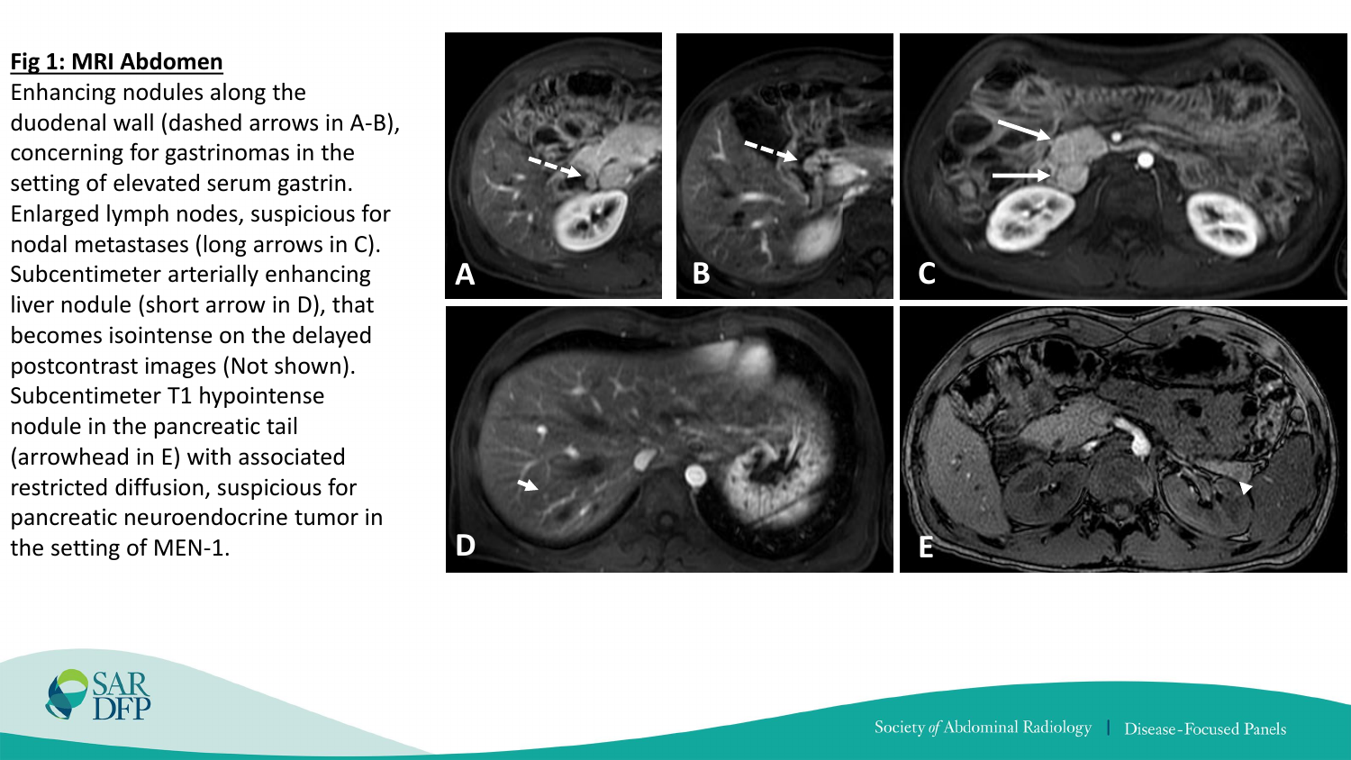**Fig 1: MRI Abdomen**

Enhancing nodules along the duodenal wall (dashed arrows in A-B), concerning for gastrinomas in the setting of elevated serum gastrin. Enlarged lymph nodes, suspicious for nodal metastases (long arrows in C). Subcentimeter arterially enhancing liver nodule (short arrow in D), that becomes isointense on the delayed postcontrast images (Not shown). Subcentimeter T1 hypointense nodule in the pancreatic tail (arrowhead in E) with associated restricted diffusion, suspicious for pancreatic neuroendocrine tumor in the setting of MEN-1.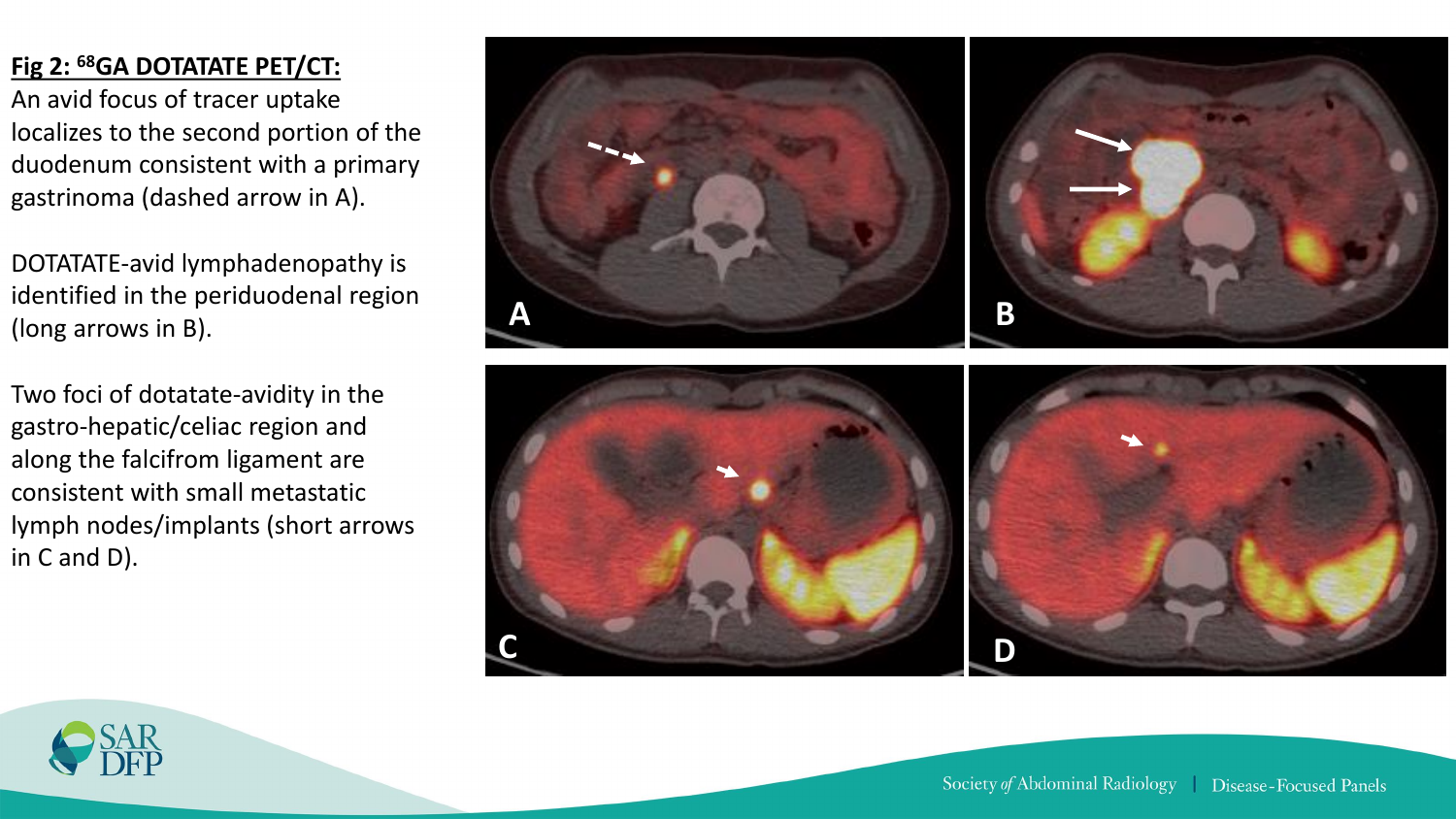**Fig 2: $^{68}$GA DOTATATE PET/CT:**

An avid focus of tracer uptake localizes to the second portion of the duodenum consistent with a primary gastrinoma (dashed arrow in A).

DOTATATE-avid lymphadenopathy is identified in the periduodenal region (long arrows in B).

Two foci of dotatate-avidity in the gastro-hepatic/celiac region and along the falcifrom ligament are consistent with small metastatic lymph nodes/implants (short arrows in C and D).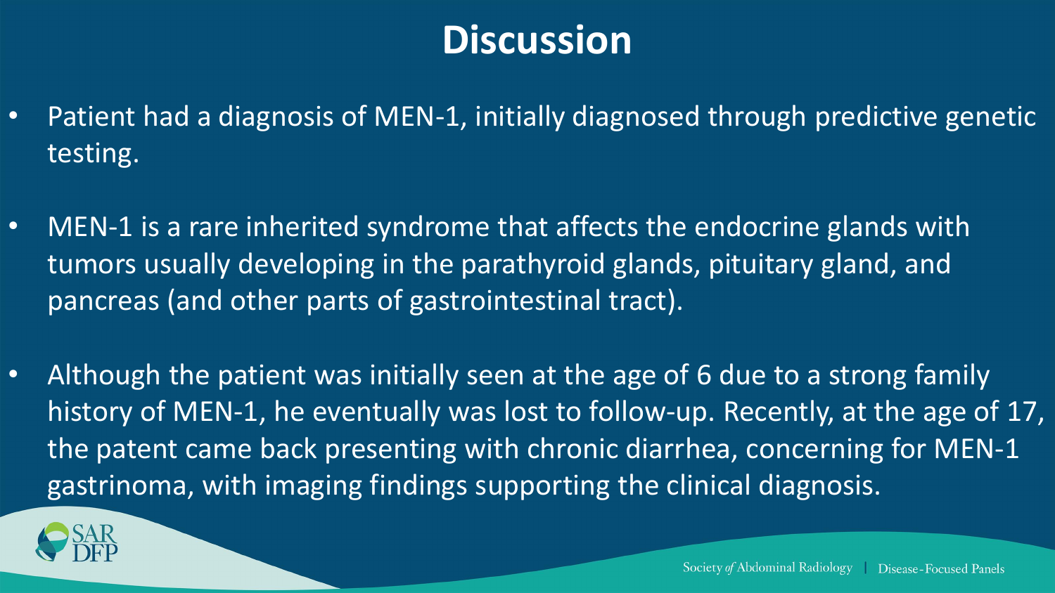# Discussion

- Patient had a diagnosis of MEN-1, initially diagnosed through predictive genetic testing.
- MEN-1 is a rare inherited syndrome that affects the endocrine glands with tumors usually developing in the parathyroid glands, pituitary gland, and pancreas (and other parts of gastrointestinal tract).
- Although the patient was initially seen at the age of 6 due to a strong family history of MEN-1, he eventually was lost to follow-up. Recently, at the age of 17, the patent came back presenting with chronic diarrhea, concerning for MEN-1 gastrinoma, with imaging findings supporting the clinical diagnosis.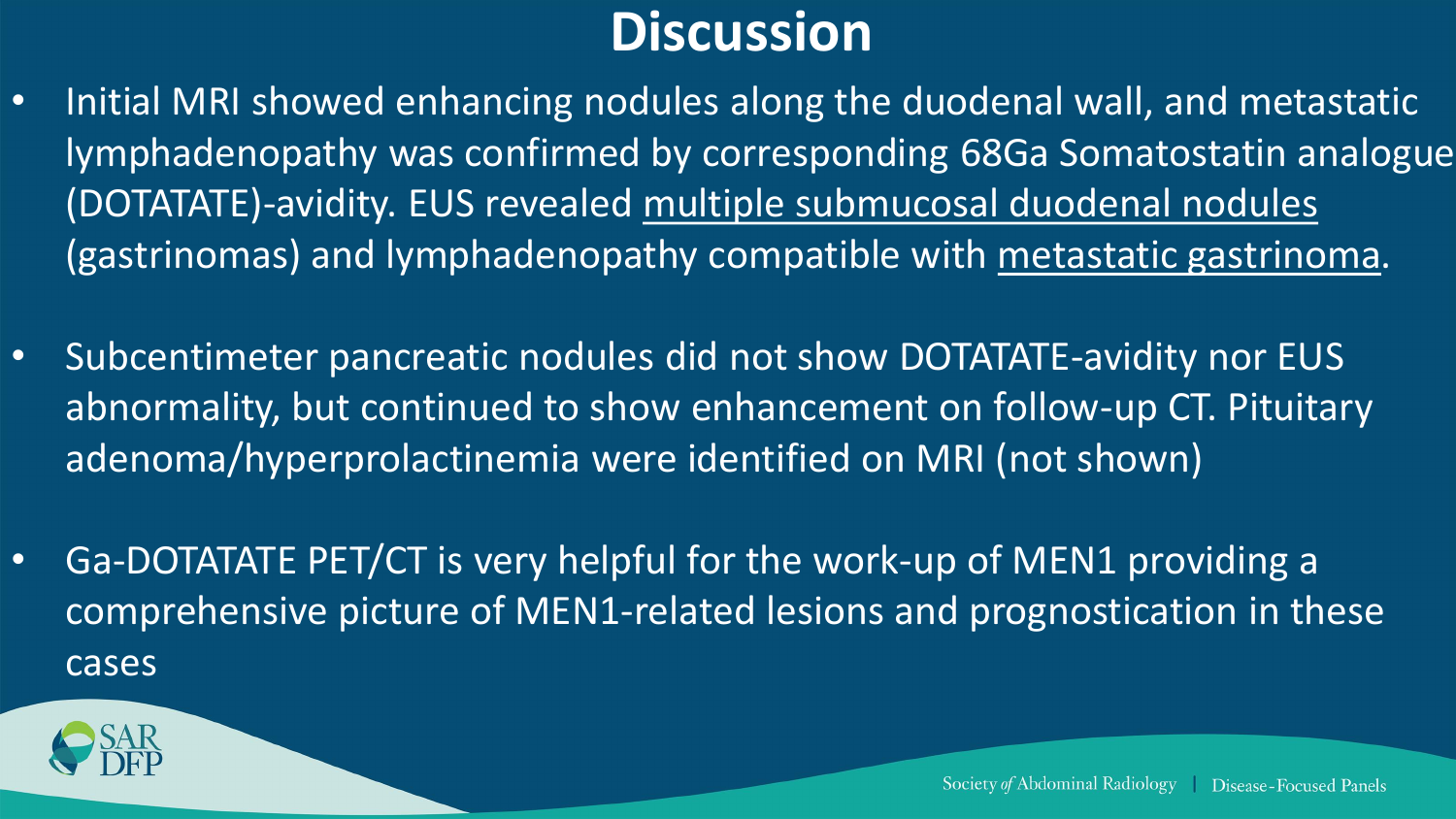# Discussion

- Initial MRI showed enhancing nodules along the duodenal wall, and metastatic lymphadenopathy was confirmed by corresponding 68Ga Somatostatin analogue (DOTATATE)-avidity. EUS revealed <u>multiple submucosal duodenal nodules</u> (gastrinomas) and lymphadenopathy compatible with <u>metastatic gastrinoma</u>.

- Subcentimeter pancreatic nodules did not show DOTATATE-avidity nor EUS abnormality, but continued to show enhancement on follow-up CT. Pituitary adenoma/hyperprolactinemia were identified on MRI (not shown)

- Ga-DOTATATE PET/CT is very helpful for the work-up of MEN1 providing a comprehensive picture of MEN1-related lesions and prognostication in these cases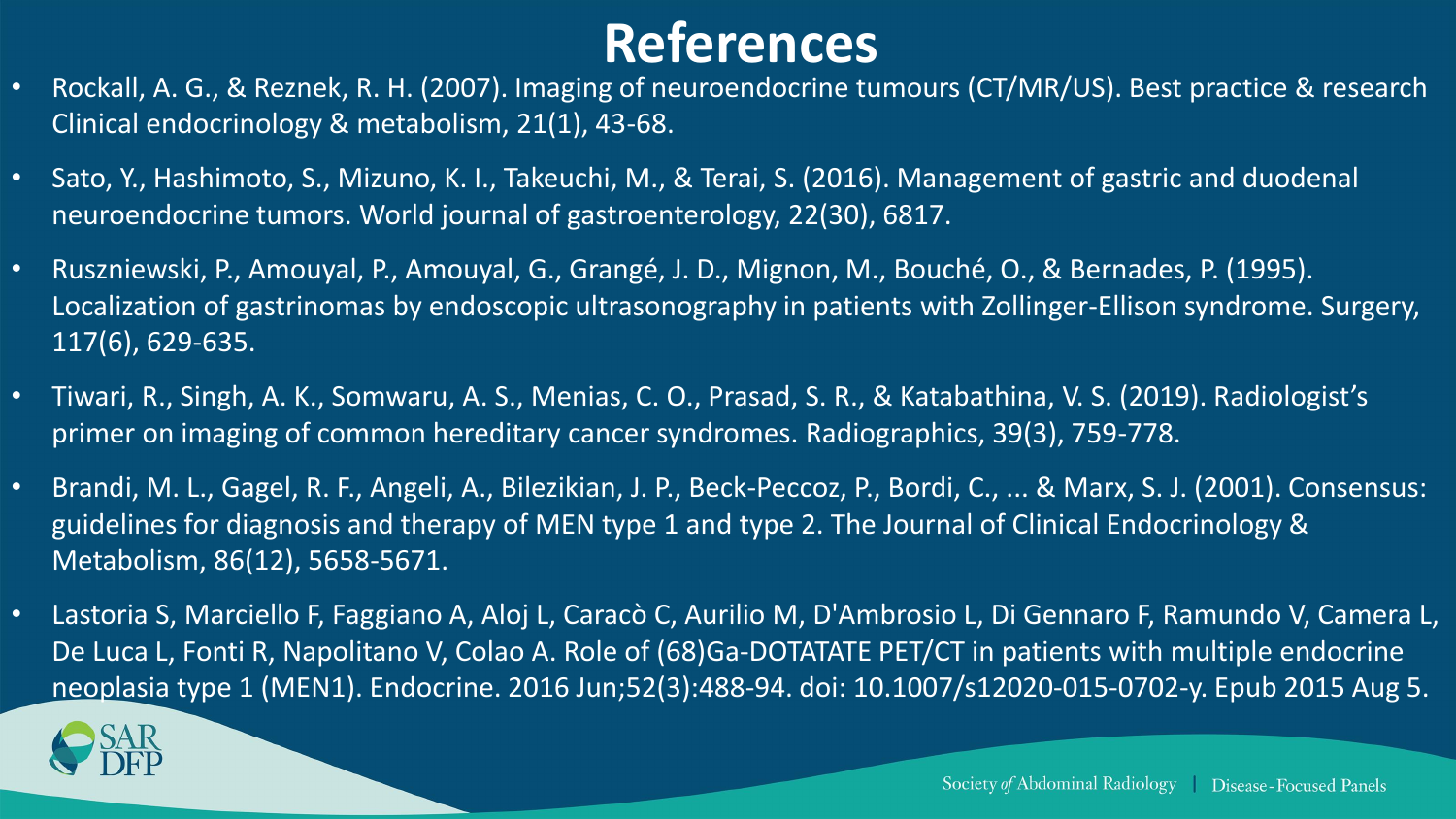# References

- Rockall, A. G., & Reznek, R. H. (2007). Imaging of neuroendocrine tumours (CT/MR/US). Best practice & research Clinical endocrinology & metabolism, 21(1), 43-68.
- Sato, Y., Hashimoto, S., Mizuno, K. I., Takeuchi, M., & Terai, S. (2016). Management of gastric and duodenal neuroendocrine tumors. World journal of gastroenterology, 22(30), 6817.
- Ruszniewski, P., Amouyal, P., Amouyal, G., Grangé, J. D., Mignon, M., Bouché, O., & Bernades, P. (1995). Localization of gastrinomas by endoscopic ultrasonography in patients with Zollinger-Ellison syndrome. Surgery, 117(6), 629-635.
- Tiwari, R., Singh, A. K., Somwaru, A. S., Menias, C. O., Prasad, S. R., & Katabathina, V. S. (2019). Radiologist's primer on imaging of common hereditary cancer syndromes. Radiographics, 39(3), 759-778.
- Brandi, M. L., Gagel, R. F., Angeli, A., Bilezikian, J. P., Beck-Peccoz, P., Bordi, C., ... & Marx, S. J. (2001). Consensus: guidelines for diagnosis and therapy of MEN type 1 and type 2. The Journal of Clinical Endocrinology & Metabolism, 86(12), 5658-5671.
- Lastoria S, Marciello F, Faggiano A, Aloj L, Caracò C, Aurilio M, D'Ambrosio L, Di Gennaro F, Ramundo V, Camera L, De Luca L, Fonti R, Napolitano V, Colao A. Role of (68)Ga-DOTATATE PET/CT in patients with multiple endocrine neoplasia type 1 (MEN1). Endocrine. 2016 Jun;52(3):488-94. doi: 10.1007/s12020-015-0702-y. Epub 2015 Aug 5.